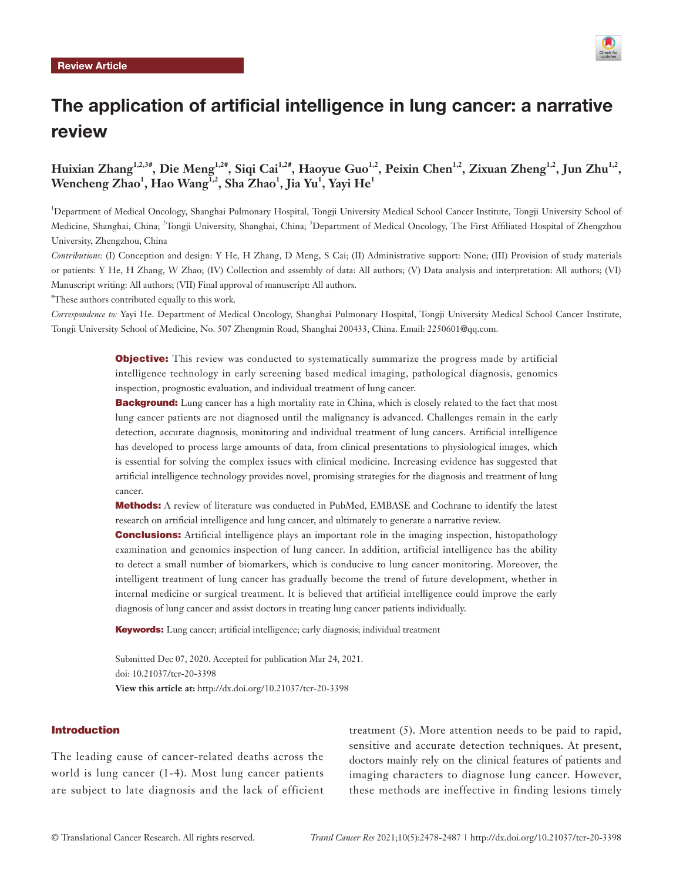Review Article

# The application of artificial intelligence in lung cancer: a narrative review

**Huixian Zhang[1,2,3#], Die Meng[1,2#], Siqi Cai[1,2#], Haoyue Guo[1,2], Peixin Chen[1,2], Zixuan Zheng[1,2], Jun Zhu[1,2], Wencheng Zhao[1], Hao Wang[1,2], Sha Zhao[1], Jia Yu[1], Yayi He[1]**

[1]Department of Medical Oncology, Shanghai Pulmonary Hospital, Tongji University Medical School Cancer Institute, Tongji University School of Medicine, Shanghai, China; [2]Tongji University, Shanghai, China; [3]Department of Medical Oncology, The First Affiliated Hospital of Zhengzhou University, Zhengzhou, China

*Contributions:* (I) Conception and design: Y He, H Zhang, D Meng, S Cai; (II) Administrative support: None; (III) Provision of study materials or patients: Y He, H Zhang, W Zhao; (IV) Collection and assembly of data: All authors; (V) Data analysis and interpretation: All authors; (VI) Manuscript writing: All authors; (VII) Final approval of manuscript: All authors.

[#]These authors contributed equally to this work.

*Correspondence to:* Yayi He. Department of Medical Oncology, Shanghai Pulmonary Hospital, Tongji University Medical School Cancer Institute, Tongji University School of Medicine, No. 507 Zhengmin Road, Shanghai 200433, China. Email: 2250601@qq.com.

**Objective:** This review was conducted to systematically summarize the progress made by artificial intelligence technology in early screening based medical imaging, pathological diagnosis, genomics inspection, prognostic evaluation, and individual treatment of lung cancer.

**Background:** Lung cancer has a high mortality rate in China, which is closely related to the fact that most lung cancer patients are not diagnosed until the malignancy is advanced. Challenges remain in the early detection, accurate diagnosis, monitoring and individual treatment of lung cancers. Artificial intelligence has developed to process large amounts of data, from clinical presentations to physiological images, which is essential for solving the complex issues with clinical medicine. Increasing evidence has suggested that artificial intelligence technology provides novel, promising strategies for the diagnosis and treatment of lung cancer.

**Methods:** A review of literature was conducted in PubMed, EMBASE and Cochrane to identify the latest research on artificial intelligence and lung cancer, and ultimately to generate a narrative review.

**Conclusions:** Artificial intelligence plays an important role in the imaging inspection, histopathology examination and genomics inspection of lung cancer. In addition, artificial intelligence has the ability to detect a small number of biomarkers, which is conducive to lung cancer monitoring. Moreover, the intelligent treatment of lung cancer has gradually become the trend of future development, whether in internal medicine or surgical treatment. It is believed that artificial intelligence could improve the early diagnosis of lung cancer and assist doctors in treating lung cancer patients individually.

**Keywords:** Lung cancer; artificial intelligence; early diagnosis; individual treatment

Submitted Dec 07, 2020. Accepted for publication Mar 24, 2021.
doi: 10.21037/tcr-20-3398
**View this article at:** http://dx.doi.org/10.21037/tcr-20-3398

## Introduction

The leading cause of cancer-related deaths across the world is lung cancer (1-4). Most lung cancer patients are subject to late diagnosis and the lack of efficient treatment (5). More attention needs to be paid to rapid, sensitive and accurate detection techniques. At present, doctors mainly rely on the clinical features of patients and imaging characters to diagnose lung cancer. However, these methods are ineffective in finding lesions timely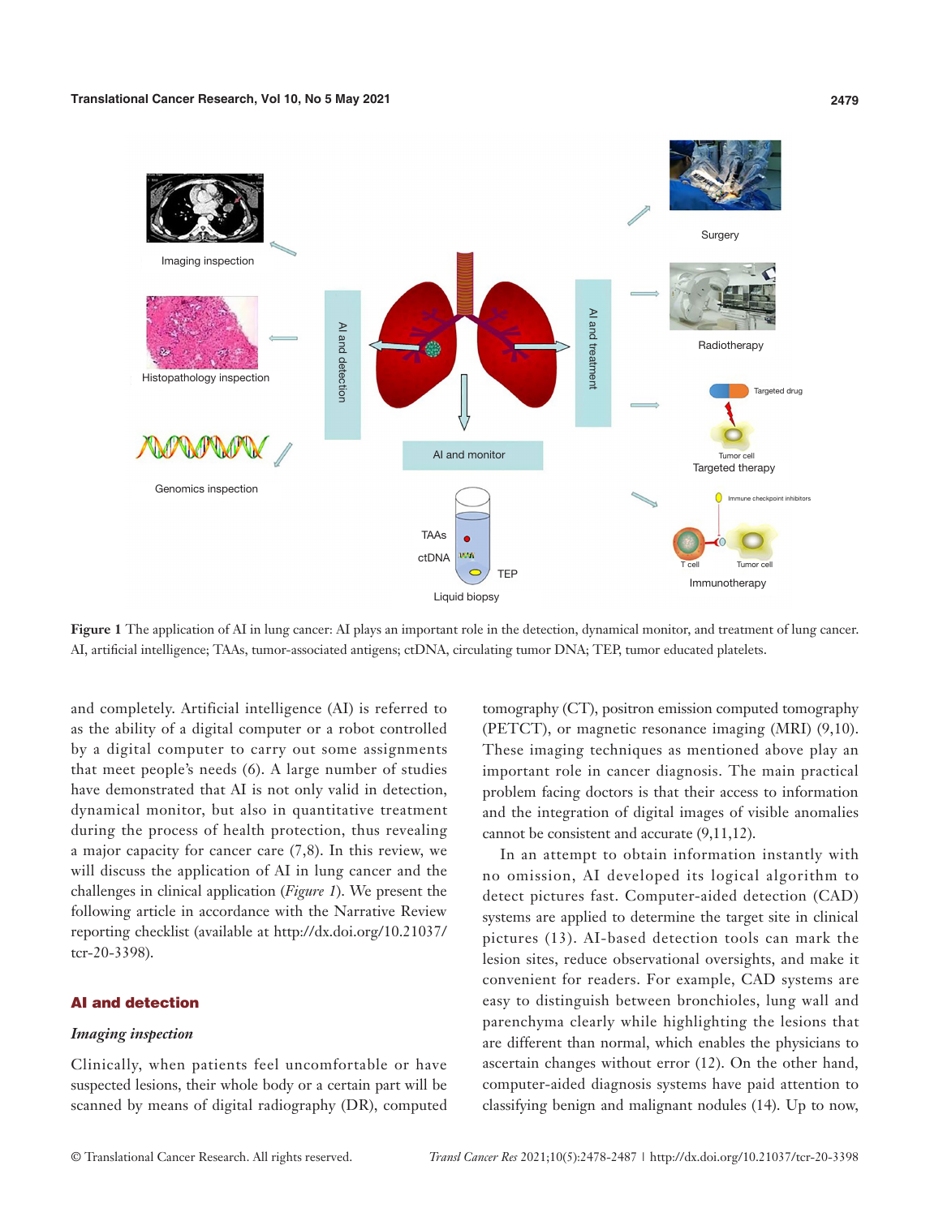**Figure 1** The application of AI in lung cancer: AI plays an important role in the detection, dynamical monitor, and treatment of lung cancer. AI, artificial intelligence; TAAs, tumor-associated antigens; ctDNA, circulating tumor DNA; TEP, tumor educated platelets.

and completely. Artificial intelligence (AI) is referred to as the ability of a digital computer or a robot controlled by a digital computer to carry out some assignments that meet people's needs (6). A large number of studies have demonstrated that AI is not only valid in detection, dynamical monitor, but also in quantitative treatment during the process of health protection, thus revealing a major capacity for cancer care (7,8). In this review, we will discuss the application of AI in lung cancer and the challenges in clinical application (*Figure 1*). We present the following article in accordance with the Narrative Review reporting checklist (available at http://dx.doi.org/10.21037/tcr-20-3398).

## AI and detection

### *Imaging inspection*

Clinically, when patients feel uncomfortable or have suspected lesions, their whole body or a certain part will be scanned by means of digital radiography (DR), computed tomography (CT), positron emission computed tomography (PETCT), or magnetic resonance imaging (MRI) (9,10). These imaging techniques as mentioned above play an important role in cancer diagnosis. The main practical problem facing doctors is that their access to information and the integration of digital images of visible anomalies cannot be consistent and accurate (9,11,12).

In an attempt to obtain information instantly with no omission, AI developed its logical algorithm to detect pictures fast. Computer-aided detection (CAD) systems are applied to determine the target site in clinical pictures (13). AI-based detection tools can mark the lesion sites, reduce observational oversights, and make it convenient for readers. For example, CAD systems are easy to distinguish between bronchioles, lung wall and parenchyma clearly while highlighting the lesions that are different than normal, which enables the physicians to ascertain changes without error (12). On the other hand, computer-aided diagnosis systems have paid attention to classifying benign and malignant nodules (14). Up to now,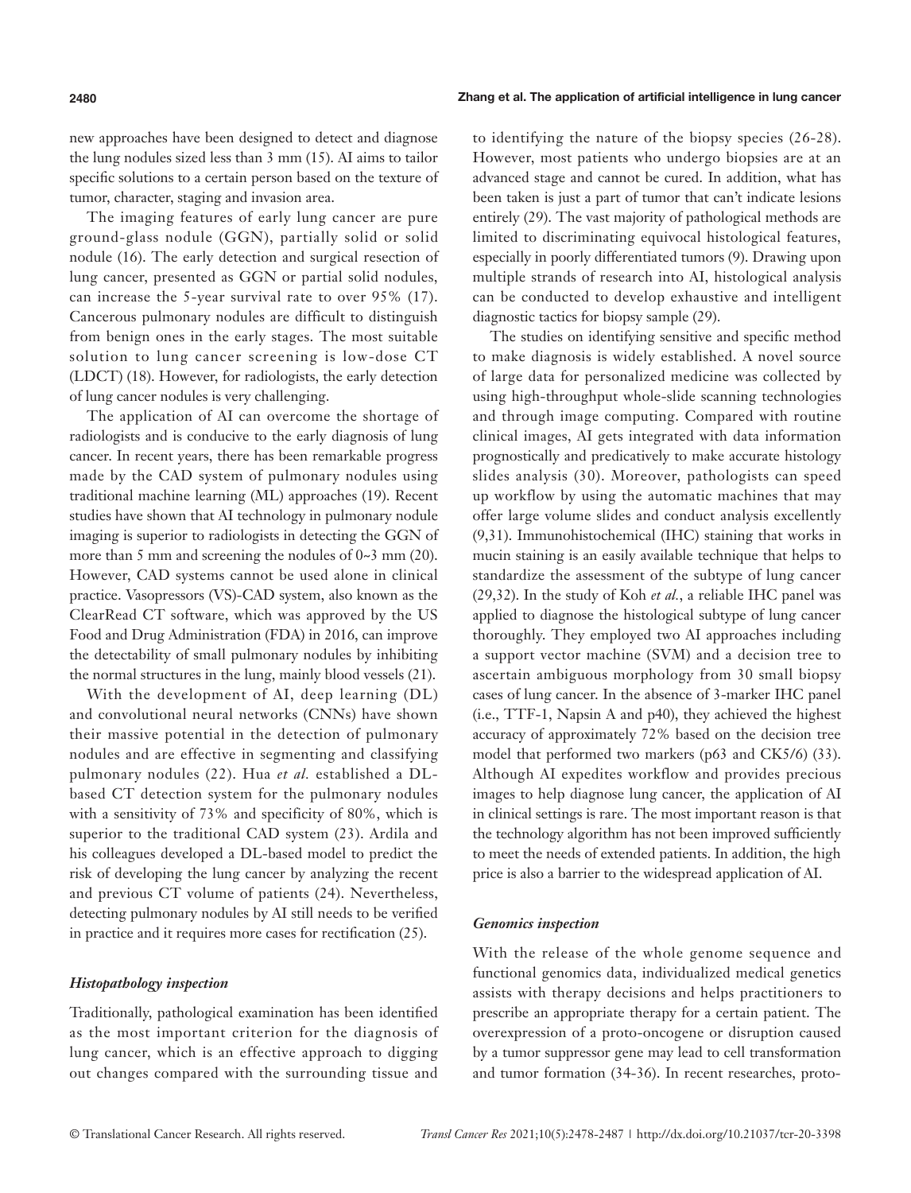new approaches have been designed to detect and diagnose the lung nodules sized less than 3 mm (15). AI aims to tailor specific solutions to a certain person based on the texture of tumor, character, staging and invasion area.

The imaging features of early lung cancer are pure ground-glass nodule (GGN), partially solid or solid nodule (16). The early detection and surgical resection of lung cancer, presented as GGN or partial solid nodules, can increase the 5-year survival rate to over 95% (17). Cancerous pulmonary nodules are difficult to distinguish from benign ones in the early stages. The most suitable solution to lung cancer screening is low-dose CT (LDCT) (18). However, for radiologists, the early detection of lung cancer nodules is very challenging.

The application of AI can overcome the shortage of radiologists and is conducive to the early diagnosis of lung cancer. In recent years, there has been remarkable progress made by the CAD system of pulmonary nodules using traditional machine learning (ML) approaches (19). Recent studies have shown that AI technology in pulmonary nodule imaging is superior to radiologists in detecting the GGN of more than 5 mm and screening the nodules of 0~3 mm (20). However, CAD systems cannot be used alone in clinical practice. Vasopressors (VS)-CAD system, also known as the ClearRead CT software, which was approved by the US Food and Drug Administration (FDA) in 2016, can improve the detectability of small pulmonary nodules by inhibiting the normal structures in the lung, mainly blood vessels (21).

With the development of AI, deep learning (DL) and convolutional neural networks (CNNs) have shown their massive potential in the detection of pulmonary nodules and are effective in segmenting and classifying pulmonary nodules (22). Hua *et al.* established a DL-based CT detection system for the pulmonary nodules with a sensitivity of 73% and specificity of 80%, which is superior to the traditional CAD system (23). Ardila and his colleagues developed a DL-based model to predict the risk of developing the lung cancer by analyzing the recent and previous CT volume of patients (24). Nevertheless, detecting pulmonary nodules by AI still needs to be verified in practice and it requires more cases for rectification (25).

### *Histopathology inspection*

Traditionally, pathological examination has been identified as the most important criterion for the diagnosis of lung cancer, which is an effective approach to digging out changes compared with the surrounding tissue and to identifying the nature of the biopsy species (26-28). However, most patients who undergo biopsies are at an advanced stage and cannot be cured. In addition, what has been taken is just a part of tumor that can't indicate lesions entirely (29). The vast majority of pathological methods are limited to discriminating equivocal histological features, especially in poorly differentiated tumors (9). Drawing upon multiple strands of research into AI, histological analysis can be conducted to develop exhaustive and intelligent diagnostic tactics for biopsy sample (29).

The studies on identifying sensitive and specific method to make diagnosis is widely established. A novel source of large data for personalized medicine was collected by using high-throughput whole-slide scanning technologies and through image computing. Compared with routine clinical images, AI gets integrated with data information prognostically and predicatively to make accurate histology slides analysis (30). Moreover, pathologists can speed up workflow by using the automatic machines that may offer large volume slides and conduct analysis excellently (9,31). Immunohistochemical (IHC) staining that works in mucin staining is an easily available technique that helps to standardize the assessment of the subtype of lung cancer (29,32). In the study of Koh *et al.*, a reliable IHC panel was applied to diagnose the histological subtype of lung cancer thoroughly. They employed two AI approaches including a support vector machine (SVM) and a decision tree to ascertain ambiguous morphology from 30 small biopsy cases of lung cancer. In the absence of 3-marker IHC panel (i.e., TTF-1, Napsin A and p40), they achieved the highest accuracy of approximately 72% based on the decision tree model that performed two markers (p63 and CK5/6) (33). Although AI expedites workflow and provides precious images to help diagnose lung cancer, the application of AI in clinical settings is rare. The most important reason is that the technology algorithm has not been improved sufficiently to meet the needs of extended patients. In addition, the high price is also a barrier to the widespread application of AI.

### *Genomics inspection*

With the release of the whole genome sequence and functional genomics data, individualized medical genetics assists with therapy decisions and helps practitioners to prescribe an appropriate therapy for a certain patient. The overexpression of a proto-oncogene or disruption caused by a tumor suppressor gene may lead to cell transformation and tumor formation (34-36). In recent researches, proto-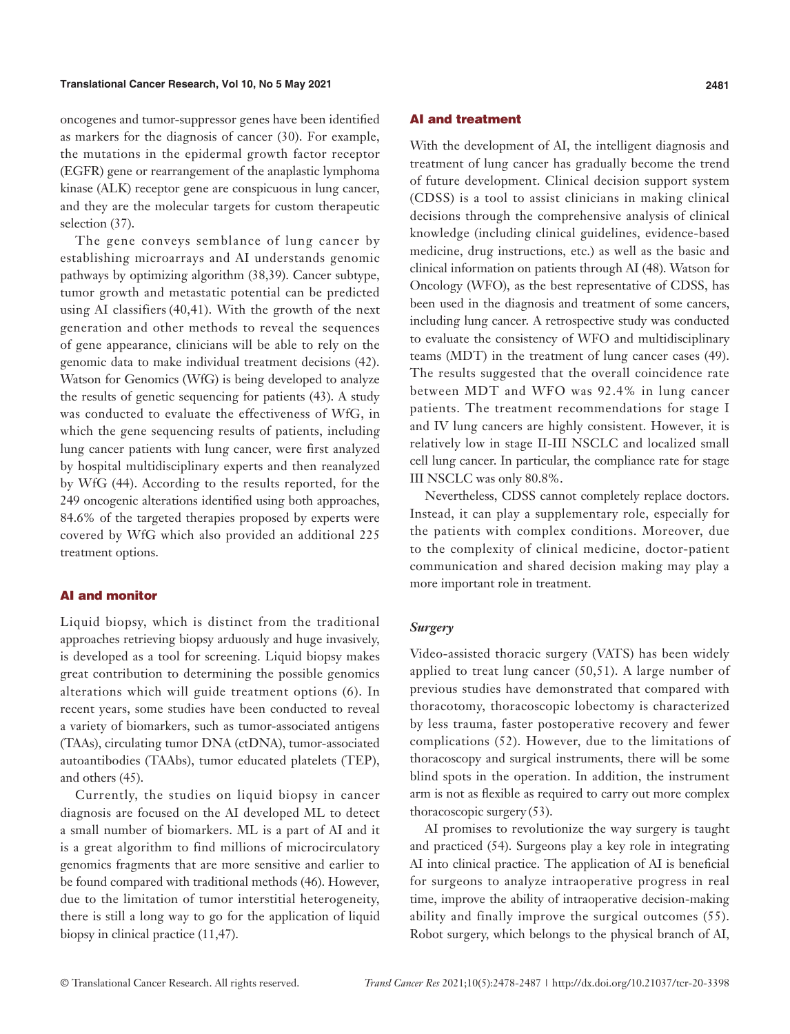oncogenes and tumor-suppressor genes have been identified as markers for the diagnosis of cancer (30). For example, the mutations in the epidermal growth factor receptor (EGFR) gene or rearrangement of the anaplastic lymphoma kinase (ALK) receptor gene are conspicuous in lung cancer, and they are the molecular targets for custom therapeutic selection (37).

The gene conveys semblance of lung cancer by establishing microarrays and AI understands genomic pathways by optimizing algorithm (38,39). Cancer subtype, tumor growth and metastatic potential can be predicted using AI classifiers (40,41). With the growth of the next generation and other methods to reveal the sequences of gene appearance, clinicians will be able to rely on the genomic data to make individual treatment decisions (42). Watson for Genomics (WfG) is being developed to analyze the results of genetic sequencing for patients (43). A study was conducted to evaluate the effectiveness of WfG, in which the gene sequencing results of patients, including lung cancer patients with lung cancer, were first analyzed by hospital multidisciplinary experts and then reanalyzed by WfG (44). According to the results reported, for the 249 oncogenic alterations identified using both approaches, 84.6% of the targeted therapies proposed by experts were covered by WfG which also provided an additional 225 treatment options.

## AI and monitor

Liquid biopsy, which is distinct from the traditional approaches retrieving biopsy arduously and huge invasively, is developed as a tool for screening. Liquid biopsy makes great contribution to determining the possible genomics alterations which will guide treatment options (6). In recent years, some studies have been conducted to reveal a variety of biomarkers, such as tumor-associated antigens (TAAs), circulating tumor DNA (ctDNA), tumor-associated autoantibodies (TAAbs), tumor educated platelets (TEP), and others (45).

Currently, the studies on liquid biopsy in cancer diagnosis are focused on the AI developed ML to detect a small number of biomarkers. ML is a part of AI and it is a great algorithm to find millions of microcirculatory genomics fragments that are more sensitive and earlier to be found compared with traditional methods (46). However, due to the limitation of tumor interstitial heterogeneity, there is still a long way to go for the application of liquid biopsy in clinical practice (11,47).

## AI and treatment

With the development of AI, the intelligent diagnosis and treatment of lung cancer has gradually become the trend of future development. Clinical decision support system (CDSS) is a tool to assist clinicians in making clinical decisions through the comprehensive analysis of clinical knowledge (including clinical guidelines, evidence-based medicine, drug instructions, etc.) as well as the basic and clinical information on patients through AI (48). Watson for Oncology (WFO), as the best representative of CDSS, has been used in the diagnosis and treatment of some cancers, including lung cancer. A retrospective study was conducted to evaluate the consistency of WFO and multidisciplinary teams (MDT) in the treatment of lung cancer cases (49). The results suggested that the overall coincidence rate between MDT and WFO was 92.4% in lung cancer patients. The treatment recommendations for stage I and IV lung cancers are highly consistent. However, it is relatively low in stage II-III NSCLC and localized small cell lung cancer. In particular, the compliance rate for stage III NSCLC was only 80.8%.

Nevertheless, CDSS cannot completely replace doctors. Instead, it can play a supplementary role, especially for the patients with complex conditions. Moreover, due to the complexity of clinical medicine, doctor-patient communication and shared decision making may play a more important role in treatment.

### *Surgery*

Video-assisted thoracic surgery (VATS) has been widely applied to treat lung cancer (50,51). A large number of previous studies have demonstrated that compared with thoracotomy, thoracoscopic lobectomy is characterized by less trauma, faster postoperative recovery and fewer complications (52). However, due to the limitations of thoracoscopy and surgical instruments, there will be some blind spots in the operation. In addition, the instrument arm is not as flexible as required to carry out more complex thoracoscopic surgery (53).

AI promises to revolutionize the way surgery is taught and practiced (54). Surgeons play a key role in integrating AI into clinical practice. The application of AI is beneficial for surgeons to analyze intraoperative progress in real time, improve the ability of intraoperative decision-making ability and finally improve the surgical outcomes (55). Robot surgery, which belongs to the physical branch of AI,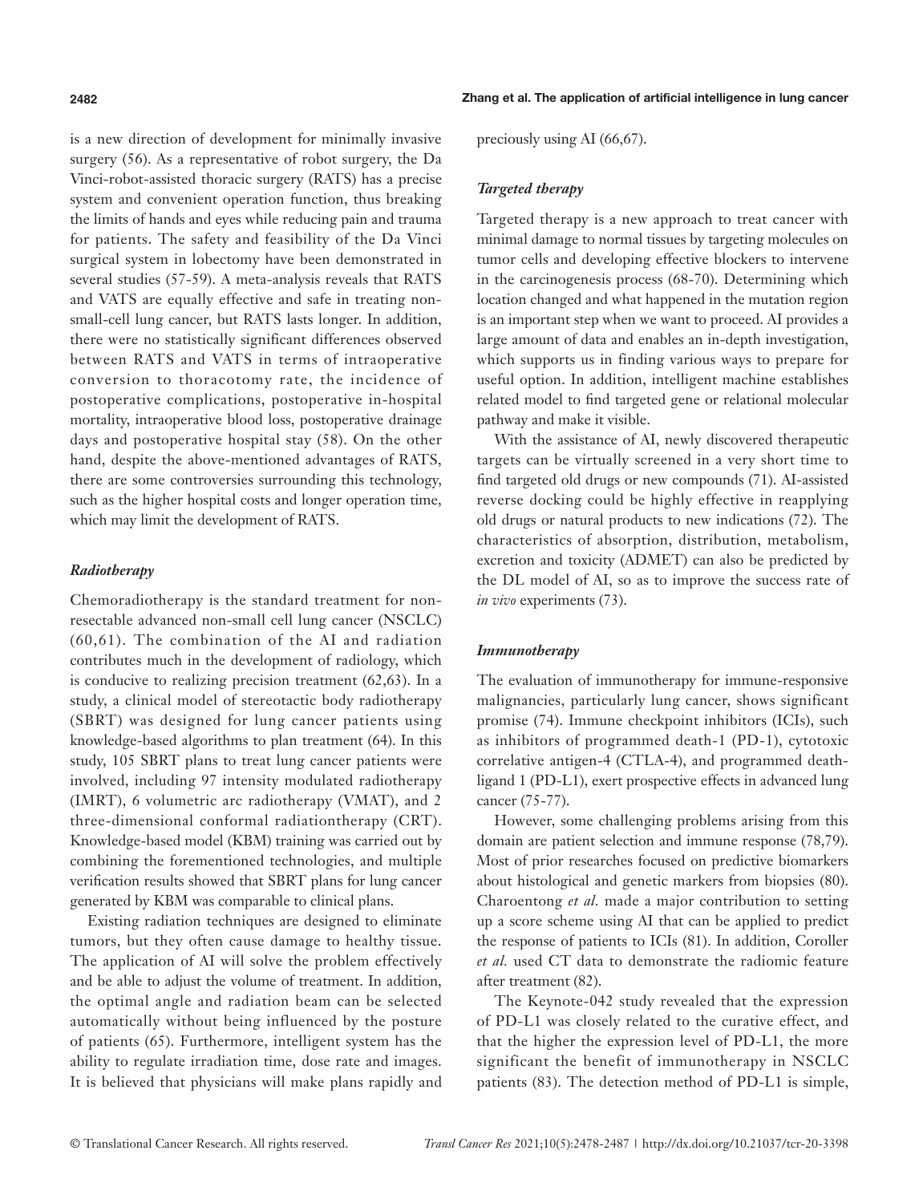is a new direction of development for minimally invasive surgery (56). As a representative of robot surgery, the Da Vinci-robot-assisted thoracic surgery (RATS) has a precise system and convenient operation function, thus breaking the limits of hands and eyes while reducing pain and trauma for patients. The safety and feasibility of the Da Vinci surgical system in lobectomy have been demonstrated in several studies (57-59). A meta-analysis reveals that RATS and VATS are equally effective and safe in treating non-small-cell lung cancer, but RATS lasts longer. In addition, there were no statistically significant differences observed between RATS and VATS in terms of intraoperative conversion to thoracotomy rate, the incidence of postoperative complications, postoperative in-hospital mortality, intraoperative blood loss, postoperative drainage days and postoperative hospital stay (58). On the other hand, despite the above-mentioned advantages of RATS, there are some controversies surrounding this technology, such as the higher hospital costs and longer operation time, which may limit the development of RATS.

### *Radiotherapy*

Chemoradiotherapy is the standard treatment for non-resectable advanced non-small cell lung cancer (NSCLC) (60,61). The combination of the AI and radiation contributes much in the development of radiology, which is conducive to realizing precision treatment (62,63). In a study, a clinical model of stereotactic body radiotherapy (SBRT) was designed for lung cancer patients using knowledge-based algorithms to plan treatment (64). In this study, 105 SBRT plans to treat lung cancer patients were involved, including 97 intensity modulated radiotherapy (IMRT), 6 volumetric arc radiotherapy (VMAT), and 2 three-dimensional conformal radiationtherapy (CRT). Knowledge-based model (KBM) training was carried out by combining the forementioned technologies, and multiple verification results showed that SBRT plans for lung cancer generated by KBM was comparable to clinical plans.

Existing radiation techniques are designed to eliminate tumors, but they often cause damage to healthy tissue. The application of AI will solve the problem effectively and be able to adjust the volume of treatment. In addition, the optimal angle and radiation beam can be selected automatically without being influenced by the posture of patients (65). Furthermore, intelligent system has the ability to regulate irradiation time, dose rate and images. It is believed that physicians will make plans rapidly and preciously using AI (66,67).

### *Targeted therapy*

Targeted therapy is a new approach to treat cancer with minimal damage to normal tissues by targeting molecules on tumor cells and developing effective blockers to intervene in the carcinogenesis process (68-70). Determining which location changed and what happened in the mutation region is an important step when we want to proceed. AI provides a large amount of data and enables an in-depth investigation, which supports us in finding various ways to prepare for useful option. In addition, intelligent machine establishes related model to find targeted gene or relational molecular pathway and make it visible.

With the assistance of AI, newly discovered therapeutic targets can be virtually screened in a very short time to find targeted old drugs or new compounds (71). AI-assisted reverse docking could be highly effective in reapplying old drugs or natural products to new indications (72). The characteristics of absorption, distribution, metabolism, excretion and toxicity (ADMET) can also be predicted by the DL model of AI, so as to improve the success rate of *in vivo* experiments (73).

### *Immunotherapy*

The evaluation of immunotherapy for immune-responsive malignancies, particularly lung cancer, shows significant promise (74). Immune checkpoint inhibitors (ICIs), such as inhibitors of programmed death-1 (PD-1), cytotoxic correlative antigen-4 (CTLA-4), and programmed death-ligand 1 (PD-L1), exert prospective effects in advanced lung cancer (75-77).

However, some challenging problems arising from this domain are patient selection and immune response (78,79). Most of prior researches focused on predictive biomarkers about histological and genetic markers from biopsies (80). Charoentong *et al.* made a major contribution to setting up a score scheme using AI that can be applied to predict the response of patients to ICIs (81). In addition, Coroller *et al.* used CT data to demonstrate the radiomic feature after treatment (82).

The Keynote-042 study revealed that the expression of PD-L1 was closely related to the curative effect, and that the higher the expression level of PD-L1, the more significant the benefit of immunotherapy in NSCLC patients (83). The detection method of PD-L1 is simple,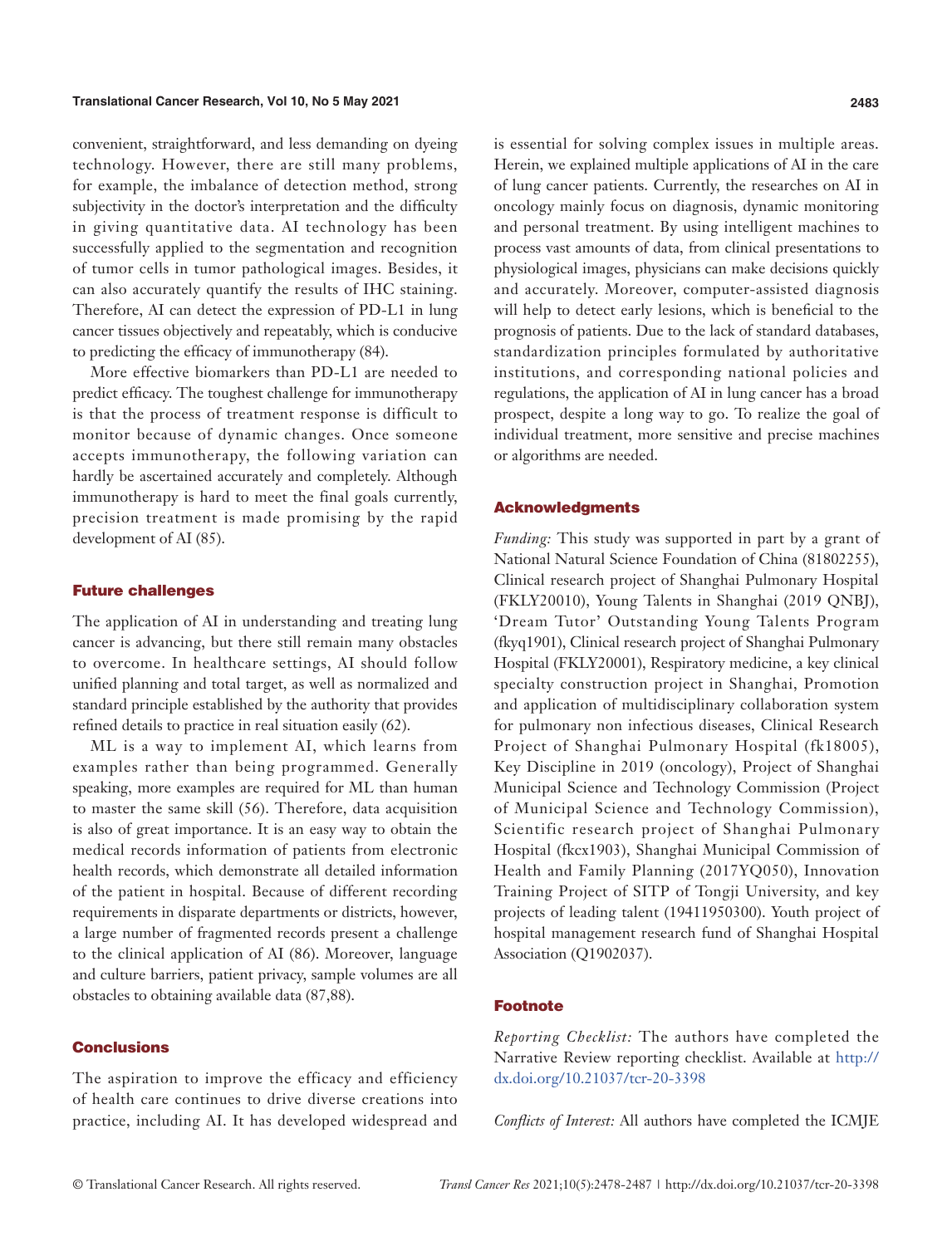convenient, straightforward, and less demanding on dyeing technology. However, there are still many problems, for example, the imbalance of detection method, strong subjectivity in the doctor's interpretation and the difficulty in giving quantitative data. AI technology has been successfully applied to the segmentation and recognition of tumor cells in tumor pathological images. Besides, it can also accurately quantify the results of IHC staining. Therefore, AI can detect the expression of PD-L1 in lung cancer tissues objectively and repeatably, which is conducive to predicting the efficacy of immunotherapy (84).

More effective biomarkers than PD-L1 are needed to predict efficacy. The toughest challenge for immunotherapy is that the process of treatment response is difficult to monitor because of dynamic changes. Once someone accepts immunotherapy, the following variation can hardly be ascertained accurately and completely. Although immunotherapy is hard to meet the final goals currently, precision treatment is made promising by the rapid development of AI (85).

## Future challenges

The application of AI in understanding and treating lung cancer is advancing, but there still remain many obstacles to overcome. In healthcare settings, AI should follow unified planning and total target, as well as normalized and standard principle established by the authority that provides refined details to practice in real situation easily (62).

ML is a way to implement AI, which learns from examples rather than being programmed. Generally speaking, more examples are required for ML than human to master the same skill (56). Therefore, data acquisition is also of great importance. It is an easy way to obtain the medical records information of patients from electronic health records, which demonstrate all detailed information of the patient in hospital. Because of different recording requirements in disparate departments or districts, however, a large number of fragmented records present a challenge to the clinical application of AI (86). Moreover, language and culture barriers, patient privacy, sample volumes are all obstacles to obtaining available data (87,88).

## Conclusions

The aspiration to improve the efficacy and efficiency of health care continues to drive diverse creations into practice, including AI. It has developed widespread and is essential for solving complex issues in multiple areas. Herein, we explained multiple applications of AI in the care of lung cancer patients. Currently, the researches on AI in oncology mainly focus on diagnosis, dynamic monitoring and personal treatment. By using intelligent machines to process vast amounts of data, from clinical presentations to physiological images, physicians can make decisions quickly and accurately. Moreover, computer-assisted diagnosis will help to detect early lesions, which is beneficial to the prognosis of patients. Due to the lack of standard databases, standardization principles formulated by authoritative institutions, and corresponding national policies and regulations, the application of AI in lung cancer has a broad prospect, despite a long way to go. To realize the goal of individual treatment, more sensitive and precise machines or algorithms are needed.

## Acknowledgments

*Funding:* This study was supported in part by a grant of National Natural Science Foundation of China (81802255), Clinical research project of Shanghai Pulmonary Hospital (FKLY20010), Young Talents in Shanghai (2019 QNBJ), 'Dream Tutor' Outstanding Young Talents Program (fkyq1901), Clinical research project of Shanghai Pulmonary Hospital (FKLY20001), Respiratory medicine, a key clinical specialty construction project in Shanghai, Promotion and application of multidisciplinary collaboration system for pulmonary non infectious diseases, Clinical Research Project of Shanghai Pulmonary Hospital (fk18005), Key Discipline in 2019 (oncology), Project of Shanghai Municipal Science and Technology Commission (Project of Municipal Science and Technology Commission), Scientific research project of Shanghai Pulmonary Hospital (fkcx1903), Shanghai Municipal Commission of Health and Family Planning (2017YQ050), Innovation Training Project of SITP of Tongji University, and key projects of leading talent (19411950300). Youth project of hospital management research fund of Shanghai Hospital Association (Q1902037).

## Footnote

*Reporting Checklist:* The authors have completed the Narrative Review reporting checklist. Available at http://dx.doi.org/10.21037/tcr-20-3398

*Conflicts of Interest:* All authors have completed the ICMJE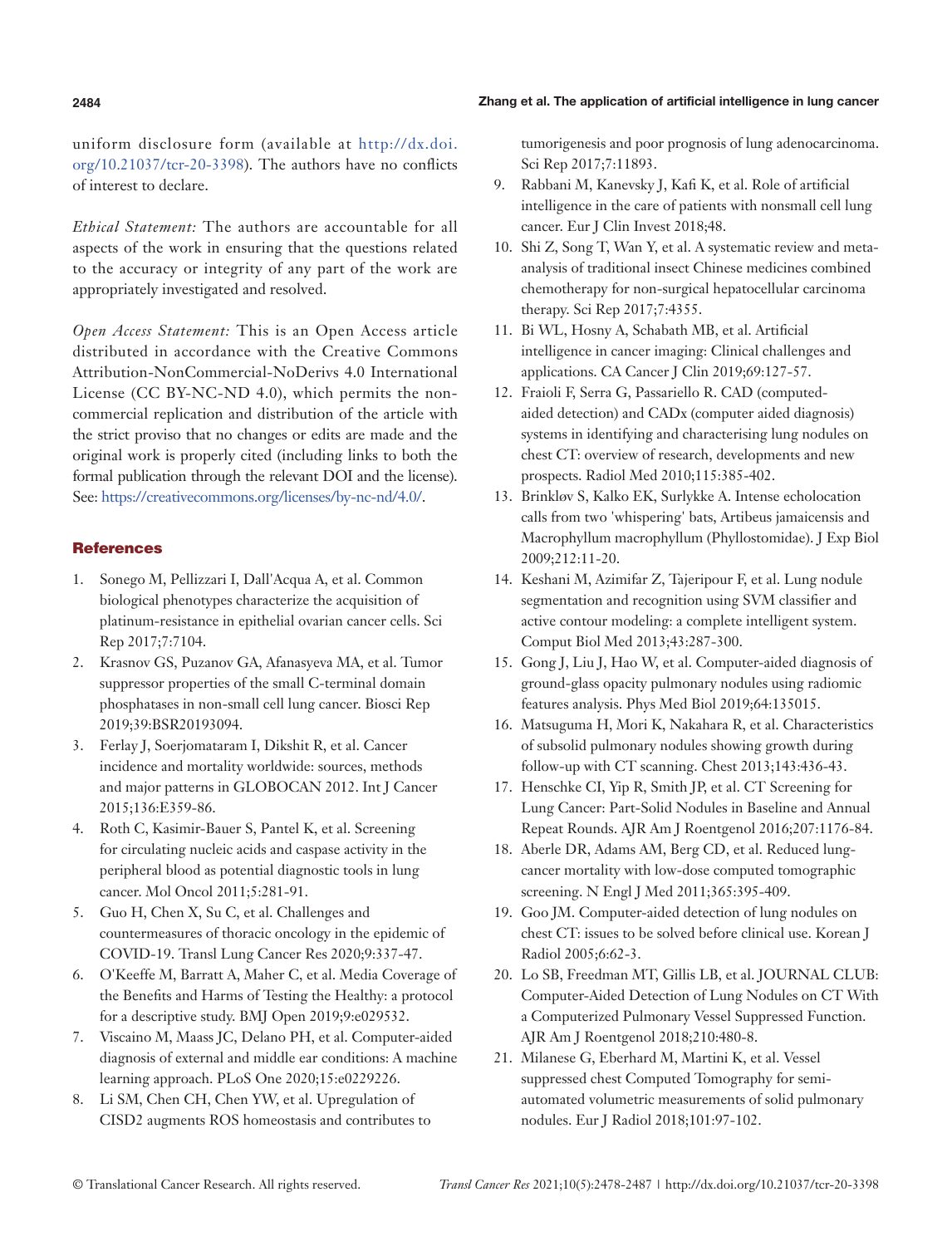uniform disclosure form (available at http://dx.doi.org/10.21037/tcr-20-3398). The authors have no conflicts of interest to declare.

*Ethical Statement:* The authors are accountable for all aspects of the work in ensuring that the questions related to the accuracy or integrity of any part of the work are appropriately investigated and resolved.

*Open Access Statement:* This is an Open Access article distributed in accordance with the Creative Commons Attribution-NonCommercial-NoDerivs 4.0 International License (CC BY-NC-ND 4.0), which permits the non-commercial replication and distribution of the article with the strict proviso that no changes or edits are made and the original work is properly cited (including links to both the formal publication through the relevant DOI and the license). See: https://creativecommons.org/licenses/by-nc-nd/4.0/.

## References

1. Sonego M, Pellizzari I, Dall'Acqua A, et al. Common biological phenotypes characterize the acquisition of platinum-resistance in epithelial ovarian cancer cells. Sci Rep 2017;7:7104.
2. Krasnov GS, Puzanov GA, Afanasyeva MA, et al. Tumor suppressor properties of the small C-terminal domain phosphatases in non-small cell lung cancer. Biosci Rep 2019;39:BSR20193094.
3. Ferlay J, Soerjomataram I, Dikshit R, et al. Cancer incidence and mortality worldwide: sources, methods and major patterns in GLOBOCAN 2012. Int J Cancer 2015;136:E359-86.
4. Roth C, Kasimir-Bauer S, Pantel K, et al. Screening for circulating nucleic acids and caspase activity in the peripheral blood as potential diagnostic tools in lung cancer. Mol Oncol 2011;5:281-91.
5. Guo H, Chen X, Su C, et al. Challenges and countermeasures of thoracic oncology in the epidemic of COVID-19. Transl Lung Cancer Res 2020;9:337-47.
6. O'Keeffe M, Barratt A, Maher C, et al. Media Coverage of the Benefits and Harms of Testing the Healthy: a protocol for a descriptive study. BMJ Open 2019;9:e029532.
7. Viscaino M, Maass JC, Delano PH, et al. Computer-aided diagnosis of external and middle ear conditions: A machine learning approach. PLoS One 2020;15:e0229226.
8. Li SM, Chen CH, Chen YW, et al. Upregulation of CISD2 augments ROS homeostasis and contributes to tumorigenesis and poor prognosis of lung adenocarcinoma. Sci Rep 2017;7:11893.
9. Rabbani M, Kanevsky J, Kafi K, et al. Role of artificial intelligence in the care of patients with nonsmall cell lung cancer. Eur J Clin Invest 2018;48.
10. Shi Z, Song T, Wan Y, et al. A systematic review and meta-analysis of traditional insect Chinese medicines combined chemotherapy for non-surgical hepatocellular carcinoma therapy. Sci Rep 2017;7:4355.
11. Bi WL, Hosny A, Schabath MB, et al. Artificial intelligence in cancer imaging: Clinical challenges and applications. CA Cancer J Clin 2019;69:127-57.
12. Fraioli F, Serra G, Passariello R. CAD (computed-aided detection) and CADx (computer aided diagnosis) systems in identifying and characterising lung nodules on chest CT: overview of research, developments and new prospects. Radiol Med 2010;115:385-402.
13. Brinkløv S, Kalko EK, Surlykke A. Intense echolocation calls from two 'whispering' bats, Artibeus jamaicensis and Macrophyllum macrophyllum (Phyllostomidae). J Exp Biol 2009;212:11-20.
14. Keshani M, Azimifar Z, Tajeripour F, et al. Lung nodule segmentation and recognition using SVM classifier and active contour modeling: a complete intelligent system. Comput Biol Med 2013;43:287-300.
15. Gong J, Liu J, Hao W, et al. Computer-aided diagnosis of ground-glass opacity pulmonary nodules using radiomic features analysis. Phys Med Biol 2019;64:135015.
16. Matsuguma H, Mori K, Nakahara R, et al. Characteristics of subsolid pulmonary nodules showing growth during follow-up with CT scanning. Chest 2013;143:436-43.
17. Henschke CI, Yip R, Smith JP, et al. CT Screening for Lung Cancer: Part-Solid Nodules in Baseline and Annual Repeat Rounds. AJR Am J Roentgenol 2016;207:1176-84.
18. Aberle DR, Adams AM, Berg CD, et al. Reduced lung-cancer mortality with low-dose computed tomographic screening. N Engl J Med 2011;365:395-409.
19. Goo JM. Computer-aided detection of lung nodules on chest CT: issues to be solved before clinical use. Korean J Radiol 2005;6:62-3.
20. Lo SB, Freedman MT, Gillis LB, et al. JOURNAL CLUB: Computer-Aided Detection of Lung Nodules on CT With a Computerized Pulmonary Vessel Suppressed Function. AJR Am J Roentgenol 2018;210:480-8.
21. Milanese G, Eberhard M, Martini K, et al. Vessel suppressed chest Computed Tomography for semi-automated volumetric measurements of solid pulmonary nodules. Eur J Radiol 2018;101:97-102.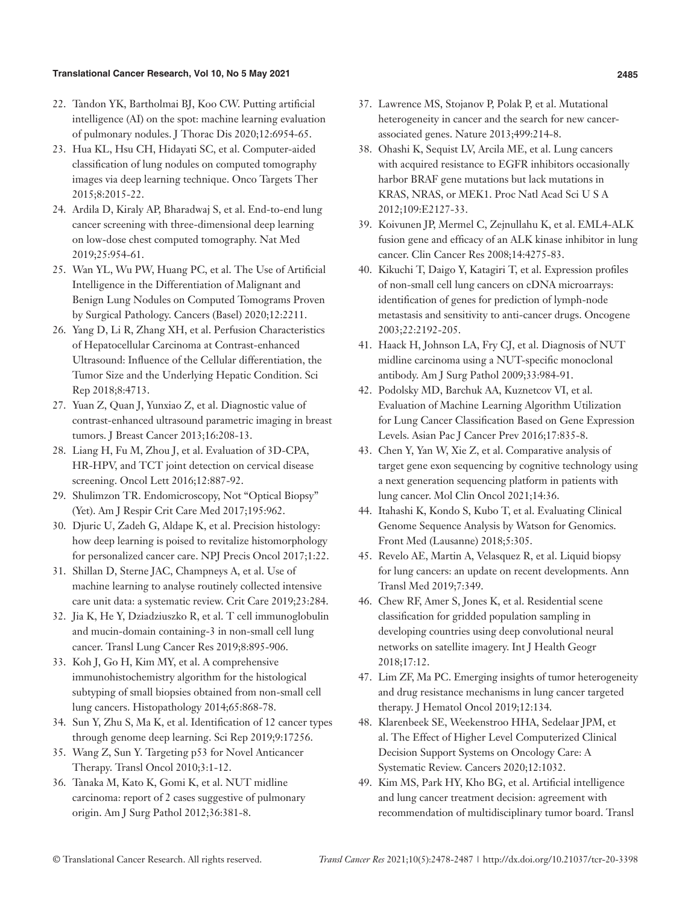22. Tandon YK, Bartholmai BJ, Koo CW. Putting artificial intelligence (AI) on the spot: machine learning evaluation of pulmonary nodules. J Thorac Dis 2020;12:6954-65.
23. Hua KL, Hsu CH, Hidayati SC, et al. Computer-aided classification of lung nodules on computed tomography images via deep learning technique. Onco Targets Ther 2015;8:2015-22.
24. Ardila D, Kiraly AP, Bharadwaj S, et al. End-to-end lung cancer screening with three-dimensional deep learning on low-dose chest computed tomography. Nat Med 2019;25:954-61.
25. Wan YL, Wu PW, Huang PC, et al. The Use of Artificial Intelligence in the Differentiation of Malignant and Benign Lung Nodules on Computed Tomograms Proven by Surgical Pathology. Cancers (Basel) 2020;12:2211.
26. Yang D, Li R, Zhang XH, et al. Perfusion Characteristics of Hepatocellular Carcinoma at Contrast-enhanced Ultrasound: Influence of the Cellular differentiation, the Tumor Size and the Underlying Hepatic Condition. Sci Rep 2018;8:4713.
27. Yuan Z, Quan J, Yunxiao Z, et al. Diagnostic value of contrast-enhanced ultrasound parametric imaging in breast tumors. J Breast Cancer 2013;16:208-13.
28. Liang H, Fu M, Zhou J, et al. Evaluation of 3D-CPA, HR-HPV, and TCT joint detection on cervical disease screening. Oncol Lett 2016;12:887-92.
29. Shulimzon TR. Endomicroscopy, Not "Optical Biopsy" (Yet). Am J Respir Crit Care Med 2017;195:962.
30. Djuric U, Zadeh G, Aldape K, et al. Precision histology: how deep learning is poised to revitalize histomorphology for personalized cancer care. NPJ Precis Oncol 2017;1:22.
31. Shillan D, Sterne JAC, Champneys A, et al. Use of machine learning to analyse routinely collected intensive care unit data: a systematic review. Crit Care 2019;23:284.
32. Jia K, He Y, Dziadziuszko R, et al. T cell immunoglobulin and mucin-domain containing-3 in non-small cell lung cancer. Transl Lung Cancer Res 2019;8:895-906.
33. Koh J, Go H, Kim MY, et al. A comprehensive immunohistochemistry algorithm for the histological subtyping of small biopsies obtained from non-small cell lung cancers. Histopathology 2014;65:868-78.
34. Sun Y, Zhu S, Ma K, et al. Identification of 12 cancer types through genome deep learning. Sci Rep 2019;9:17256.
35. Wang Z, Sun Y. Targeting p53 for Novel Anticancer Therapy. Transl Oncol 2010;3:1-12.
36. Tanaka M, Kato K, Gomi K, et al. NUT midline carcinoma: report of 2 cases suggestive of pulmonary origin. Am J Surg Pathol 2012;36:381-8.
37. Lawrence MS, Stojanov P, Polak P, et al. Mutational heterogeneity in cancer and the search for new cancer-associated genes. Nature 2013;499:214-8.
38. Ohashi K, Sequist LV, Arcila ME, et al. Lung cancers with acquired resistance to EGFR inhibitors occasionally harbor BRAF gene mutations but lack mutations in KRAS, NRAS, or MEK1. Proc Natl Acad Sci U S A 2012;109:E2127-33.
39. Koivunen JP, Mermel C, Zejnullahu K, et al. EML4-ALK fusion gene and efficacy of an ALK kinase inhibitor in lung cancer. Clin Cancer Res 2008;14:4275-83.
40. Kikuchi T, Daigo Y, Katagiri T, et al. Expression profiles of non-small cell lung cancers on cDNA microarrays: identification of genes for prediction of lymph-node metastasis and sensitivity to anti-cancer drugs. Oncogene 2003;22:2192-205.
41. Haack H, Johnson LA, Fry CJ, et al. Diagnosis of NUT midline carcinoma using a NUT-specific monoclonal antibody. Am J Surg Pathol 2009;33:984-91.
42. Podolsky MD, Barchuk AA, Kuznetcov VI, et al. Evaluation of Machine Learning Algorithm Utilization for Lung Cancer Classification Based on Gene Expression Levels. Asian Pac J Cancer Prev 2016;17:835-8.
43. Chen Y, Yan W, Xie Z, et al. Comparative analysis of target gene exon sequencing by cognitive technology using a next generation sequencing platform in patients with lung cancer. Mol Clin Oncol 2021;14:36.
44. Itahashi K, Kondo S, Kubo T, et al. Evaluating Clinical Genome Sequence Analysis by Watson for Genomics. Front Med (Lausanne) 2018;5:305.
45. Revelo AE, Martin A, Velasquez R, et al. Liquid biopsy for lung cancers: an update on recent developments. Ann Transl Med 2019;7:349.
46. Chew RF, Amer S, Jones K, et al. Residential scene classification for gridded population sampling in developing countries using deep convolutional neural networks on satellite imagery. Int J Health Geogr 2018;17:12.
47. Lim ZF, Ma PC. Emerging insights of tumor heterogeneity and drug resistance mechanisms in lung cancer targeted therapy. J Hematol Oncol 2019;12:134.
48. Klarenbeek SE, Weekenstroo HHA, Sedelaar JPM, et al. The Effect of Higher Level Computerized Clinical Decision Support Systems on Oncology Care: A Systematic Review. Cancers 2020;12:1032.
49. Kim MS, Park HY, Kho BG, et al. Artificial intelligence and lung cancer treatment decision: agreement with recommendation of multidisciplinary tumor board. Transl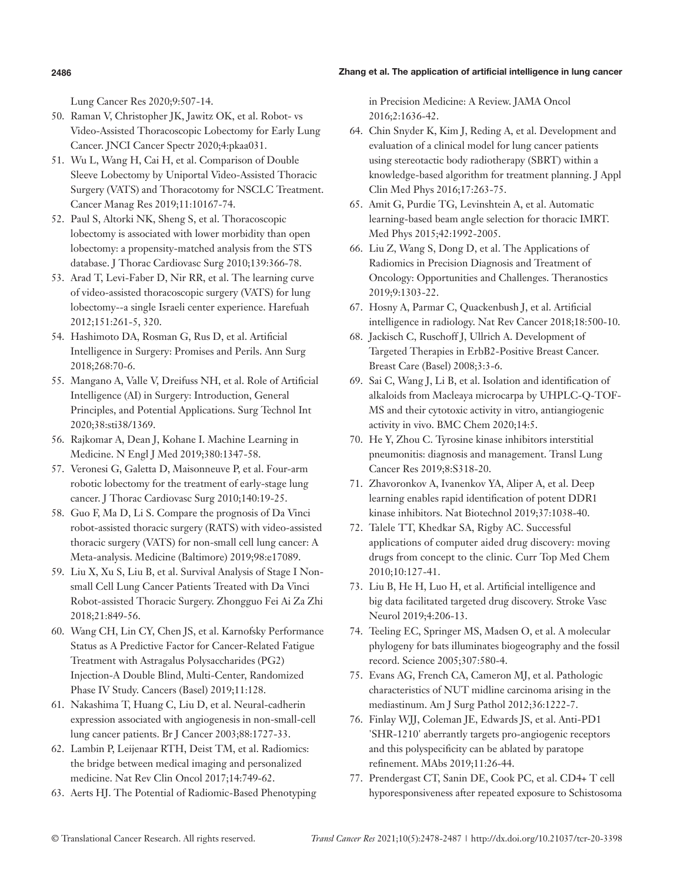Lung Cancer Res 2020;9:507-14.

50. Raman V, Christopher JK, Jawitz OK, et al. Robot- vs Video-Assisted Thoracoscopic Lobectomy for Early Lung Cancer. JNCI Cancer Spectr 2020;4:pkaa031.
51. Wu L, Wang H, Cai H, et al. Comparison of Double Sleeve Lobectomy by Uniportal Video-Assisted Thoracic Surgery (VATS) and Thoracotomy for NSCLC Treatment. Cancer Manag Res 2019;11:10167-74.
52. Paul S, Altorki NK, Sheng S, et al. Thoracoscopic lobectomy is associated with lower morbidity than open lobectomy: a propensity-matched analysis from the STS database. J Thorac Cardiovasc Surg 2010;139:366-78.
53. Arad T, Levi-Faber D, Nir RR, et al. The learning curve of video-assisted thoracoscopic surgery (VATS) for lung lobectomy--a single Israeli center experience. Harefuah 2012;151:261-5, 320.
54. Hashimoto DA, Rosman G, Rus D, et al. Artificial Intelligence in Surgery: Promises and Perils. Ann Surg 2018;268:70-6.
55. Mangano A, Valle V, Dreifuss NH, et al. Role of Artificial Intelligence (AI) in Surgery: Introduction, General Principles, and Potential Applications. Surg Technol Int 2020;38:sti38/1369.
56. Rajkomar A, Dean J, Kohane I. Machine Learning in Medicine. N Engl J Med 2019;380:1347-58.
57. Veronesi G, Galetta D, Maisonneuve P, et al. Four-arm robotic lobectomy for the treatment of early-stage lung cancer. J Thorac Cardiovasc Surg 2010;140:19-25.
58. Guo F, Ma D, Li S. Compare the prognosis of Da Vinci robot-assisted thoracic surgery (RATS) with video-assisted thoracic surgery (VATS) for non-small cell lung cancer: A Meta-analysis. Medicine (Baltimore) 2019;98:e17089.
59. Liu X, Xu S, Liu B, et al. Survival Analysis of Stage I Non-small Cell Lung Cancer Patients Treated with Da Vinci Robot-assisted Thoracic Surgery. Zhongguo Fei Ai Za Zhi 2018;21:849-56.
60. Wang CH, Lin CY, Chen JS, et al. Karnofsky Performance Status as A Predictive Factor for Cancer-Related Fatigue Treatment with Astragalus Polysaccharides (PG2) Injection-A Double Blind, Multi-Center, Randomized Phase IV Study. Cancers (Basel) 2019;11:128.
61. Nakashima T, Huang C, Liu D, et al. Neural-cadherin expression associated with angiogenesis in non-small-cell lung cancer patients. Br J Cancer 2003;88:1727-33.
62. Lambin P, Leijenaar RTH, Deist TM, et al. Radiomics: the bridge between medical imaging and personalized medicine. Nat Rev Clin Oncol 2017;14:749-62.
63. Aerts HJ. The Potential of Radiomic-Based Phenotyping in Precision Medicine: A Review. JAMA Oncol 2016;2:1636-42.
64. Chin Snyder K, Kim J, Reding A, et al. Development and evaluation of a clinical model for lung cancer patients using stereotactic body radiotherapy (SBRT) within a knowledge-based algorithm for treatment planning. J Appl Clin Med Phys 2016;17:263-75.
65. Amit G, Purdie TG, Levinshtein A, et al. Automatic learning-based beam angle selection for thoracic IMRT. Med Phys 2015;42:1992-2005.
66. Liu Z, Wang S, Dong D, et al. The Applications of Radiomics in Precision Diagnosis and Treatment of Oncology: Opportunities and Challenges. Theranostics 2019;9:1303-22.
67. Hosny A, Parmar C, Quackenbush J, et al. Artificial intelligence in radiology. Nat Rev Cancer 2018;18:500-10.
68. Jackisch C, Ruschoff J, Ullrich A. Development of Targeted Therapies in ErbB2-Positive Breast Cancer. Breast Care (Basel) 2008;3:3-6.
69. Sai C, Wang J, Li B, et al. Isolation and identification of alkaloids from Macleaya microcarpa by UHPLC-Q-TOF-MS and their cytotoxic activity in vitro, antiangiogenic activity in vivo. BMC Chem 2020;14:5.
70. He Y, Zhou C. Tyrosine kinase inhibitors interstitial pneumonitis: diagnosis and management. Transl Lung Cancer Res 2019;8:S318-20.
71. Zhavoronkov A, Ivanenkov YA, Aliper A, et al. Deep learning enables rapid identification of potent DDR1 kinase inhibitors. Nat Biotechnol 2019;37:1038-40.
72. Talele TT, Khedkar SA, Rigby AC. Successful applications of computer aided drug discovery: moving drugs from concept to the clinic. Curr Top Med Chem 2010;10:127-41.
73. Liu B, He H, Luo H, et al. Artificial intelligence and big data facilitated targeted drug discovery. Stroke Vasc Neurol 2019;4:206-13.
74. Teeling EC, Springer MS, Madsen O, et al. A molecular phylogeny for bats illuminates biogeography and the fossil record. Science 2005;307:580-4.
75. Evans AG, French CA, Cameron MJ, et al. Pathologic characteristics of NUT midline carcinoma arising in the mediastinum. Am J Surg Pathol 2012;36:1222-7.
76. Finlay WJJ, Coleman JE, Edwards JS, et al. Anti-PD1 'SHR-1210' aberrantly targets pro-angiogenic receptors and this polyspecificity can be ablated by paratope refinement. MAbs 2019;11:26-44.
77. Prendergast CT, Sanin DE, Cook PC, et al. CD4+ T cell hyporesponsiveness after repeated exposure to Schistosoma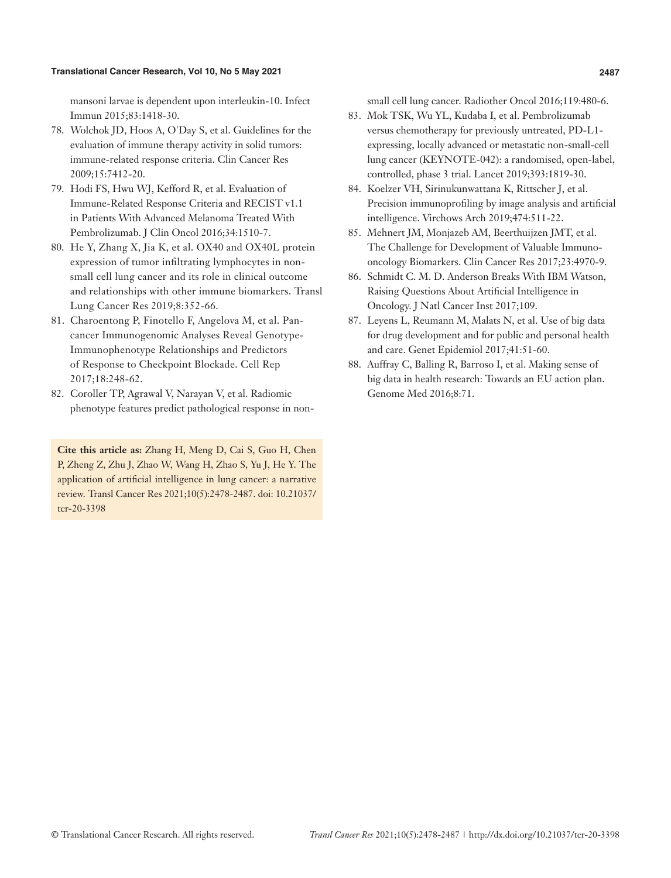mansoni larvae is dependent upon interleukin-10. Infect Immun 2015;83:1418-30.

78. Wolchok JD, Hoos A, O'Day S, et al. Guidelines for the evaluation of immune therapy activity in solid tumors: immune-related response criteria. Clin Cancer Res 2009;15:7412-20.
79. Hodi FS, Hwu WJ, Kefford R, et al. Evaluation of Immune-Related Response Criteria and RECIST v1.1 in Patients With Advanced Melanoma Treated With Pembrolizumab. J Clin Oncol 2016;34:1510-7.
80. He Y, Zhang X, Jia K, et al. OX40 and OX40L protein expression of tumor infiltrating lymphocytes in non-small cell lung cancer and its role in clinical outcome and relationships with other immune biomarkers. Transl Lung Cancer Res 2019;8:352-66.
81. Charoentong P, Finotello F, Angelova M, et al. Pan-cancer Immunogenomic Analyses Reveal Genotype-Immunophenotype Relationships and Predictors of Response to Checkpoint Blockade. Cell Rep 2017;18:248-62.
82. Coroller TP, Agrawal V, Narayan V, et al. Radiomic phenotype features predict pathological response in non-small cell lung cancer. Radiother Oncol 2016;119:480-6.
83. Mok TSK, Wu YL, Kudaba I, et al. Pembrolizumab versus chemotherapy for previously untreated, PD-L1-expressing, locally advanced or metastatic non-small-cell lung cancer (KEYNOTE-042): a randomised, open-label, controlled, phase 3 trial. Lancet 2019;393:1819-30.
84. Koelzer VH, Sirinukunwattana K, Rittscher J, et al. Precision immunoprofiling by image analysis and artificial intelligence. Virchows Arch 2019;474:511-22.
85. Mehnert JM, Monjazeb AM, Beerthuijzen JMT, et al. The Challenge for Development of Valuable Immuno-oncology Biomarkers. Clin Cancer Res 2017;23:4970-9.
86. Schmidt C. M. D. Anderson Breaks With IBM Watson, Raising Questions About Artificial Intelligence in Oncology. J Natl Cancer Inst 2017;109.
87. Leyens L, Reumann M, Malats N, et al. Use of big data for drug development and for public and personal health and care. Genet Epidemiol 2017;41:51-60.
88. Auffray C, Balling R, Barroso I, et al. Making sense of big data in health research: Towards an EU action plan. Genome Med 2016;8:71.

**Cite this article as:** Zhang H, Meng D, Cai S, Guo H, Chen P, Zheng Z, Zhu J, Zhao W, Wang H, Zhao S, Yu J, He Y. The application of artificial intelligence in lung cancer: a narrative review. Transl Cancer Res 2021;10(5):2478-2487. doi: 10.21037/tcr-20-3398